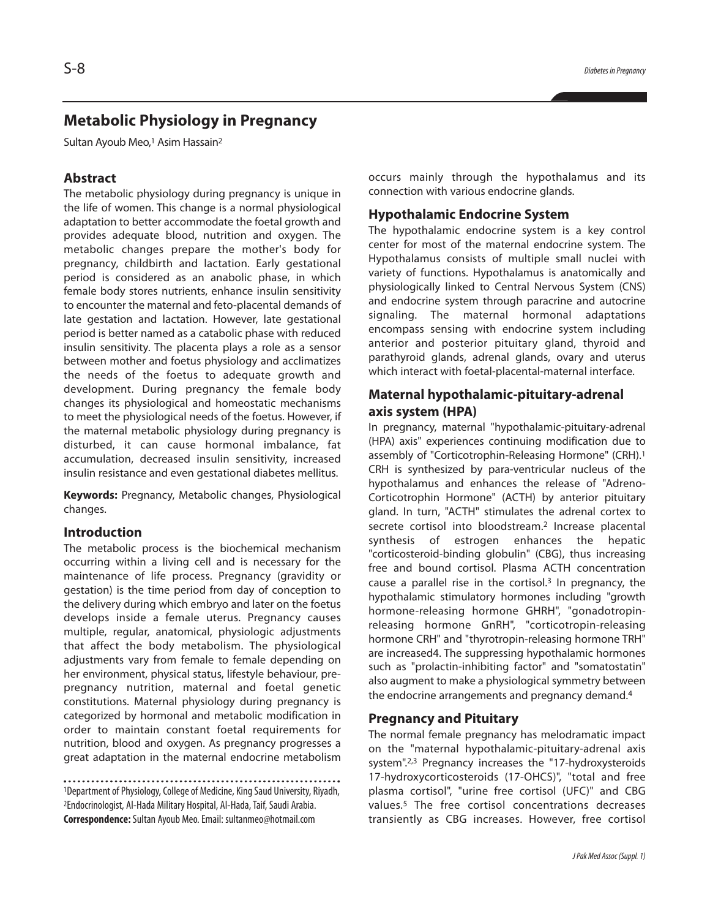# Metabolic Physiology in Pregnancy

Sultan Ayoub Meo,[1] Asim Hassain[2]

## Abstract

The metabolic physiology during pregnancy is unique in the life of women. This change is a normal physiological adaptation to better accommodate the foetal growth and provides adequate blood, nutrition and oxygen. The metabolic changes prepare the mother's body for pregnancy, childbirth and lactation. Early gestational period is considered as an anabolic phase, in which female body stores nutrients, enhance insulin sensitivity to encounter the maternal and feto-placental demands of late gestation and lactation. However, late gestational period is better named as a catabolic phase with reduced insulin sensitivity. The placenta plays a role as a sensor between mother and foetus physiology and acclimatizes the needs of the foetus to adequate growth and development. During pregnancy the female body changes its physiological and homeostatic mechanisms to meet the physiological needs of the foetus. However, if the maternal metabolic physiology during pregnancy is disturbed, it can cause hormonal imbalance, fat accumulation, decreased insulin sensitivity, increased insulin resistance and even gestational diabetes mellitus.

**Keywords:** Pregnancy, Metabolic changes, Physiological changes.

## Introduction

The metabolic process is the biochemical mechanism occurring within a living cell and is necessary for the maintenance of life process. Pregnancy (gravidity or gestation) is the time period from day of conception to the delivery during which embryo and later on the foetus develops inside a female uterus. Pregnancy causes multiple, regular, anatomical, physiologic adjustments that affect the body metabolism. The physiological adjustments vary from female to female depending on her environment, physical status, lifestyle behaviour, pre-pregnancy nutrition, maternal and foetal genetic constitutions. Maternal physiology during pregnancy is categorized by hormonal and metabolic modification in order to maintain constant foetal requirements for nutrition, blood and oxygen. As pregnancy progresses a great adaptation in the maternal endocrine metabolism occurs mainly through the hypothalamus and its connection with various endocrine glands.

## Hypothalamic Endocrine System

The hypothalamic endocrine system is a key control center for most of the maternal endocrine system. The Hypothalamus consists of multiple small nuclei with variety of functions. Hypothalamus is anatomically and physiologically linked to Central Nervous System (CNS) and endocrine system through paracrine and autocrine signaling. The maternal hormonal adaptations encompass sensing with endocrine system including anterior and posterior pituitary gland, thyroid and parathyroid glands, adrenal glands, ovary and uterus which interact with foetal-placental-maternal interface.

## Maternal hypothalamic-pituitary-adrenal axis system (HPA)

In pregnancy, maternal "hypothalamic-pituitary-adrenal (HPA) axis" experiences continuing modification due to assembly of "Corticotrophin-Releasing Hormone" (CRH).[1] CRH is synthesized by para-ventricular nucleus of the hypothalamus and enhances the release of "Adreno-Corticotrophin Hormone" (ACTH) by anterior pituitary gland. In turn, "ACTH" stimulates the adrenal cortex to secrete cortisol into bloodstream.[2] Increase placental synthesis of estrogen enhances the hepatic "corticosteroid-binding globulin" (CBG), thus increasing free and bound cortisol. Plasma ACTH concentration cause a parallel rise in the cortisol.[3] In pregnancy, the hypothalamic stimulatory hormones including "growth hormone-releasing hormone GHRH", "gonadotropin-releasing hormone GnRH", "corticotropin-releasing hormone CRH" and "thyrotropin-releasing hormone TRH" are increased4. The suppressing hypothalamic hormones such as "prolactin-inhibiting factor" and "somatostatin" also augment to make a physiological symmetry between the endocrine arrangements and pregnancy demand.[4]

## Pregnancy and Pituitary

The normal female pregnancy has melodramatic impact on the "maternal hypothalamic-pituitary-adrenal axis system".[2,3] Pregnancy increases the "17-hydroxysteroids 17-hydroxycorticosteroids (17-OHCS)", "total and free plasma cortisol", "urine free cortisol (UFC)" and CBG values.[5] The free cortisol concentrations decreases transiently as CBG increases. However, free cortisol

[1]Department of Physiology, College of Medicine, King Saud University, Riyadh, [2]Endocrinologist, Al-Hada Military Hospital, Al-Hada, Taif, Saudi Arabia.
**Correspondence:** Sultan Ayoub Meo. Email: sultanmeo@hotmail.com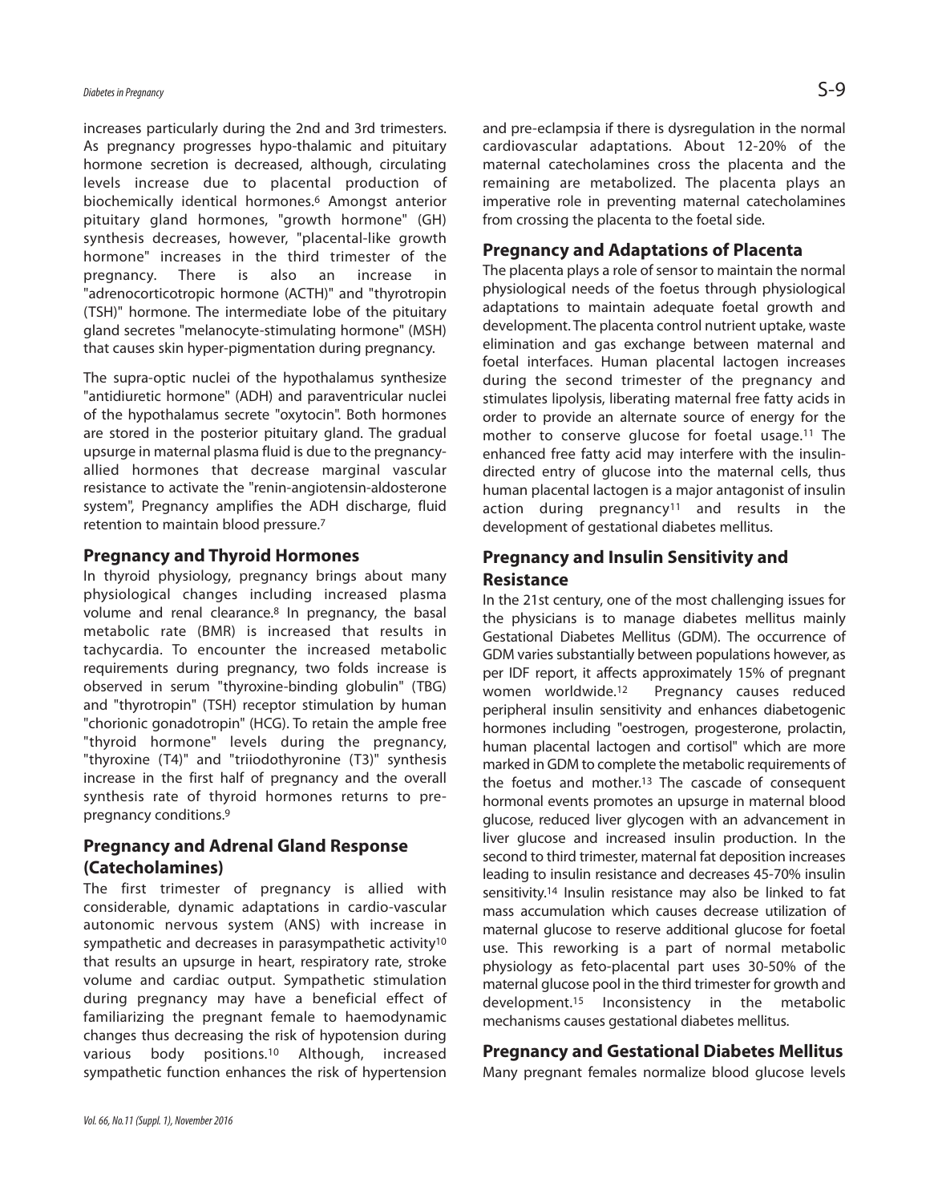increases particularly during the 2nd and 3rd trimesters. As pregnancy progresses hypo-thalamic and pituitary hormone secretion is decreased, although, circulating levels increase due to placental production of biochemically identical hormones.[6] Amongst anterior pituitary gland hormones, "growth hormone" (GH) synthesis decreases, however, "placental-like growth hormone" increases in the third trimester of the pregnancy. There is also an increase in "adrenocorticotropic hormone (ACTH)" and "thyrotropin (TSH)" hormone. The intermediate lobe of the pituitary gland secretes "melanocyte-stimulating hormone" (MSH) that causes skin hyper-pigmentation during pregnancy.

The supra-optic nuclei of the hypothalamus synthesize "antidiuretic hormone" (ADH) and paraventricular nuclei of the hypothalamus secrete "oxytocin". Both hormones are stored in the posterior pituitary gland. The gradual upsurge in maternal plasma fluid is due to the pregnancy-allied hormones that decrease marginal vascular resistance to activate the "renin-angiotensin-aldosterone system", Pregnancy amplifies the ADH discharge, fluid retention to maintain blood pressure.[7]

## Pregnancy and Thyroid Hormones

In thyroid physiology, pregnancy brings about many physiological changes including increased plasma volume and renal clearance.[8] In pregnancy, the basal metabolic rate (BMR) is increased that results in tachycardia. To encounter the increased metabolic requirements during pregnancy, two folds increase is observed in serum "thyroxine-binding globulin" (TBG) and "thyrotropin" (TSH) receptor stimulation by human "chorionic gonadotropin" (HCG). To retain the ample free "thyroid hormone" levels during the pregnancy, "thyroxine (T4)" and "triiodothyronine (T3)" synthesis increase in the first half of pregnancy and the overall synthesis rate of thyroid hormones returns to pre-pregnancy conditions.[9]

## Pregnancy and Adrenal Gland Response (Catecholamines)

The first trimester of pregnancy is allied with considerable, dynamic adaptations in cardio-vascular autonomic nervous system (ANS) with increase in sympathetic and decreases in parasympathetic activity[10] that results an upsurge in heart, respiratory rate, stroke volume and cardiac output. Sympathetic stimulation during pregnancy may have a beneficial effect of familiarizing the pregnant female to haemodynamic changes thus decreasing the risk of hypotension during various body positions.[10] Although, increased sympathetic function enhances the risk of hypertension and pre-eclampsia if there is dysregulation in the normal cardiovascular adaptations. About 12-20% of the maternal catecholamines cross the placenta and the remaining are metabolized. The placenta plays an imperative role in preventing maternal catecholamines from crossing the placenta to the foetal side.

## Pregnancy and Adaptations of Placenta

The placenta plays a role of sensor to maintain the normal physiological needs of the foetus through physiological adaptations to maintain adequate foetal growth and development. The placenta control nutrient uptake, waste elimination and gas exchange between maternal and foetal interfaces. Human placental lactogen increases during the second trimester of the pregnancy and stimulates lipolysis, liberating maternal free fatty acids in order to provide an alternate source of energy for the mother to conserve glucose for foetal usage.[11] The enhanced free fatty acid may interfere with the insulin-directed entry of glucose into the maternal cells, thus human placental lactogen is a major antagonist of insulin action during pregnancy[11] and results in the development of gestational diabetes mellitus.

## Pregnancy and Insulin Sensitivity and Resistance

In the 21st century, one of the most challenging issues for the physicians is to manage diabetes mellitus mainly Gestational Diabetes Mellitus (GDM). The occurrence of GDM varies substantially between populations however, as per IDF report, it affects approximately 15% of pregnant women worldwide.[12] Pregnancy causes reduced peripheral insulin sensitivity and enhances diabetogenic hormones including "oestrogen, progesterone, prolactin, human placental lactogen and cortisol" which are more marked in GDM to complete the metabolic requirements of the foetus and mother.[13] The cascade of consequent hormonal events promotes an upsurge in maternal blood glucose, reduced liver glycogen with an advancement in liver glucose and increased insulin production. In the second to third trimester, maternal fat deposition increases leading to insulin resistance and decreases 45-70% insulin sensitivity.[14] Insulin resistance may also be linked to fat mass accumulation which causes decrease utilization of maternal glucose to reserve additional glucose for foetal use. This reworking is a part of normal metabolic physiology as feto-placental part uses 30-50% of the maternal glucose pool in the third trimester for growth and development.[15] Inconsistency in the metabolic mechanisms causes gestational diabetes mellitus.

## Pregnancy and Gestational Diabetes Mellitus

Many pregnant females normalize blood glucose levels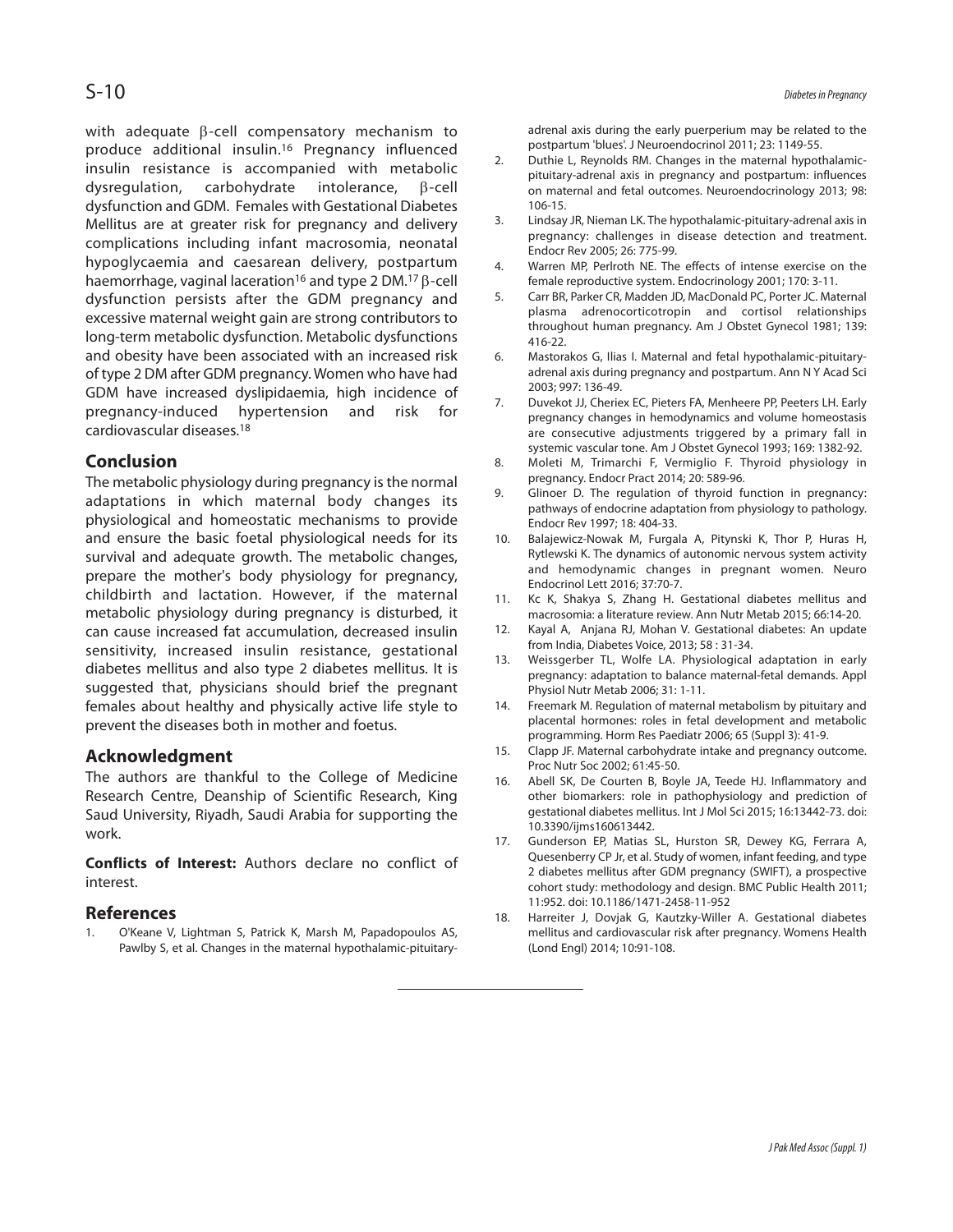with adequate β-cell compensatory mechanism to produce additional insulin.[16] Pregnancy influenced insulin resistance is accompanied with metabolic dysregulation, carbohydrate intolerance, β-cell dysfunction and GDM. Females with Gestational Diabetes Mellitus are at greater risk for pregnancy and delivery complications including infant macrosomia, neonatal hypoglycaemia and caesarean delivery, postpartum haemorrhage, vaginal laceration[16] and type 2 DM.[17] β-cell dysfunction persists after the GDM pregnancy and excessive maternal weight gain are strong contributors to long-term metabolic dysfunction. Metabolic dysfunctions and obesity have been associated with an increased risk of type 2 DM after GDM pregnancy. Women who have had GDM have increased dyslipidaemia, high incidence of pregnancy-induced hypertension and risk for cardiovascular diseases.[18]

## Conclusion

The metabolic physiology during pregnancy is the normal adaptations in which maternal body changes its physiological and homeostatic mechanisms to provide and ensure the basic foetal physiological needs for its survival and adequate growth. The metabolic changes, prepare the mother's body physiology for pregnancy, childbirth and lactation. However, if the maternal metabolic physiology during pregnancy is disturbed, it can cause increased fat accumulation, decreased insulin sensitivity, increased insulin resistance, gestational diabetes mellitus and also type 2 diabetes mellitus. It is suggested that, physicians should brief the pregnant females about healthy and physically active life style to prevent the diseases both in mother and foetus.

## Acknowledgment

The authors are thankful to the College of Medicine Research Centre, Deanship of Scientific Research, King Saud University, Riyadh, Saudi Arabia for supporting the work.

**Conflicts of Interest:** Authors declare no conflict of interest.

## References

1. O'Keane V, Lightman S, Patrick K, Marsh M, Papadopoulos AS, Pawlby S, et al. Changes in the maternal hypothalamic-pituitary-adrenal axis during the early puerperium may be related to the postpartum 'blues'. J Neuroendocrinol 2011; 23: 1149-55.
2. Duthie L, Reynolds RM. Changes in the maternal hypothalamic-pituitary-adrenal axis in pregnancy and postpartum: influences on maternal and fetal outcomes. Neuroendocrinology 2013; 98: 106-15.
3. Lindsay JR, Nieman LK. The hypothalamic-pituitary-adrenal axis in pregnancy: challenges in disease detection and treatment. Endocr Rev 2005; 26: 775-99.
4. Warren MP, Perlroth NE. The effects of intense exercise on the female reproductive system. Endocrinology 2001; 170: 3-11.
5. Carr BR, Parker CR, Madden JD, MacDonald PC, Porter JC. Maternal plasma adrenocorticotropin and cortisol relationships throughout human pregnancy. Am J Obstet Gynecol 1981; 139: 416-22.
6. Mastorakos G, Ilias I. Maternal and fetal hypothalamic-pituitary-adrenal axis during pregnancy and postpartum. Ann N Y Acad Sci 2003; 997: 136-49.
7. Duvekot JJ, Cheriex EC, Pieters FA, Menheere PP, Peeters LH. Early pregnancy changes in hemodynamics and volume homeostasis are consecutive adjustments triggered by a primary fall in systemic vascular tone. Am J Obstet Gynecol 1993; 169: 1382-92.
8. Moleti M, Trimarchi F, Vermiglio F. Thyroid physiology in pregnancy. Endocr Pract 2014; 20: 589-96.
9. Glinoer D. The regulation of thyroid function in pregnancy: pathways of endocrine adaptation from physiology to pathology. Endocr Rev 1997; 18: 404-33.
10. Balajewicz-Nowak M, Furgala A, Pitynski K, Thor P, Huras H, Rytlewski K. The dynamics of autonomic nervous system activity and hemodynamic changes in pregnant women. Neuro Endocrinol Lett 2016; 37:70-7.
11. Kc K, Shakya S, Zhang H. Gestational diabetes mellitus and macrosomia: a literature review. Ann Nutr Metab 2015; 66:14-20.
12. Kayal A, Anjana RJ, Mohan V. Gestational diabetes: An update from India, Diabetes Voice, 2013; 58 : 31-34.
13. Weissgerber TL, Wolfe LA. Physiological adaptation in early pregnancy: adaptation to balance maternal-fetal demands. Appl Physiol Nutr Metab 2006; 31: 1-11.
14. Freemark M. Regulation of maternal metabolism by pituitary and placental hormones: roles in fetal development and metabolic programming. Horm Res Paediatr 2006; 65 (Suppl 3): 41-9.
15. Clapp JF. Maternal carbohydrate intake and pregnancy outcome. Proc Nutr Soc 2002; 61:45-50.
16. Abell SK, De Courten B, Boyle JA, Teede HJ. Inflammatory and other biomarkers: role in pathophysiology and prediction of gestational diabetes mellitus. Int J Mol Sci 2015; 16:13442-73. doi: 10.3390/ijms160613442.
17. Gunderson EP, Matias SL, Hurston SR, Dewey KG, Ferrara A, Quesenberry CP Jr, et al. Study of women, infant feeding, and type 2 diabetes mellitus after GDM pregnancy (SWIFT), a prospective cohort study: methodology and design. BMC Public Health 2011; 11:952. doi: 10.1186/1471-2458-11-952
18. Harreiter J, Dovjak G, Kautzky-Willer A. Gestational diabetes mellitus and cardiovascular risk after pregnancy. Womens Health (Lond Engl) 2014; 10:91-108.